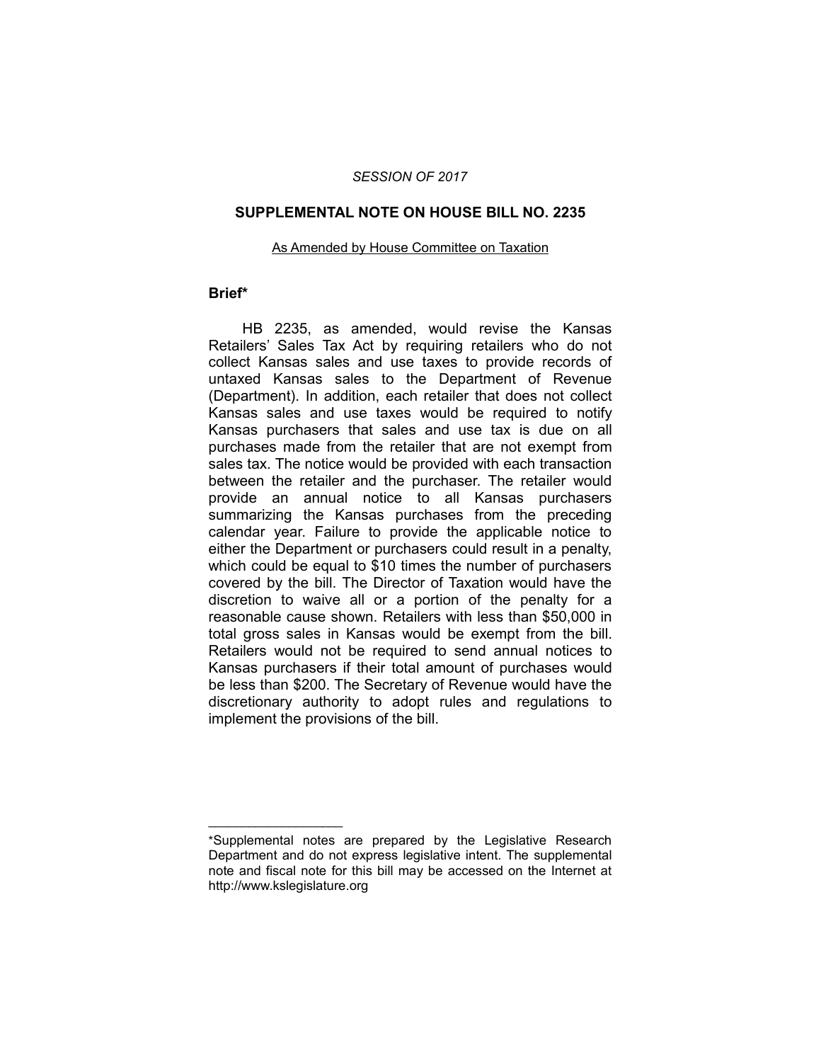*SESSION OF 2017*

## SUPPLEMENTAL NOTE ON HOUSE BILL NO. 2235

As Amended by House Committee on Taxation

### Brief*

HB 2235, as amended, would revise the Kansas Retailers' Sales Tax Act by requiring retailers who do not collect Kansas sales and use taxes to provide records of untaxed Kansas sales to the Department of Revenue (Department). In addition, each retailer that does not collect Kansas sales and use taxes would be required to notify Kansas purchasers that sales and use tax is due on all purchases made from the retailer that are not exempt from sales tax. The notice would be provided with each transaction between the retailer and the purchaser. The retailer would provide an annual notice to all Kansas purchasers summarizing the Kansas purchases from the preceding calendar year. Failure to provide the applicable notice to either the Department or purchasers could result in a penalty, which could be equal to $10 times the number of purchasers covered by the bill. The Director of Taxation would have the discretion to waive all or a portion of the penalty for a reasonable cause shown. Retailers with less than $50,000 in total gross sales in Kansas would be exempt from the bill. Retailers would not be required to send annual notices to Kansas purchasers if their total amount of purchases would be less than $200. The Secretary of Revenue would have the discretionary authority to adopt rules and regulations to implement the provisions of the bill.

---

*Supplemental notes are prepared by the Legislative Research Department and do not express legislative intent. The supplemental note and fiscal note for this bill may be accessed on the Internet at http://www.kslegislature.org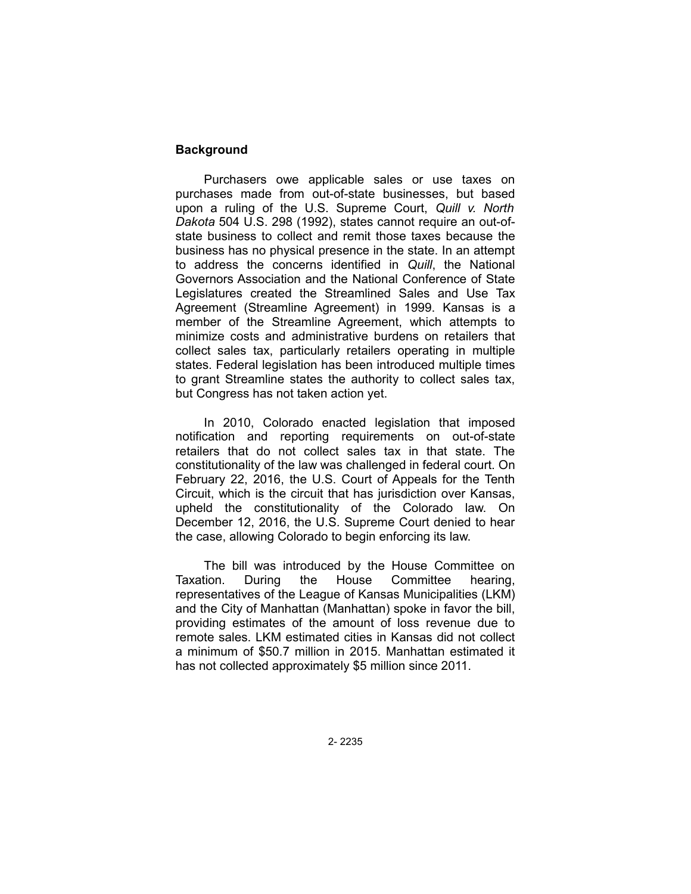## Background

Purchasers owe applicable sales or use taxes on purchases made from out-of-state businesses, but based upon a ruling of the U.S. Supreme Court, *Quill v. North Dakota* 504 U.S. 298 (1992), states cannot require an out-of-state business to collect and remit those taxes because the business has no physical presence in the state. In an attempt to address the concerns identified in *Quill*, the National Governors Association and the National Conference of State Legislatures created the Streamlined Sales and Use Tax Agreement (Streamline Agreement) in 1999. Kansas is a member of the Streamline Agreement, which attempts to minimize costs and administrative burdens on retailers that collect sales tax, particularly retailers operating in multiple states. Federal legislation has been introduced multiple times to grant Streamline states the authority to collect sales tax, but Congress has not taken action yet.

In 2010, Colorado enacted legislation that imposed notification and reporting requirements on out-of-state retailers that do not collect sales tax in that state. The constitutionality of the law was challenged in federal court. On February 22, 2016, the U.S. Court of Appeals for the Tenth Circuit, which is the circuit that has jurisdiction over Kansas, upheld the constitutionality of the Colorado law. On December 12, 2016, the U.S. Supreme Court denied to hear the case, allowing Colorado to begin enforcing its law.

The bill was introduced by the House Committee on Taxation. During the House Committee hearing, representatives of the League of Kansas Municipalities (LKM) and the City of Manhattan (Manhattan) spoke in favor the bill, providing estimates of the amount of loss revenue due to remote sales. LKM estimated cities in Kansas did not collect a minimum of $50.7 million in 2015. Manhattan estimated it has not collected approximately $5 million since 2011.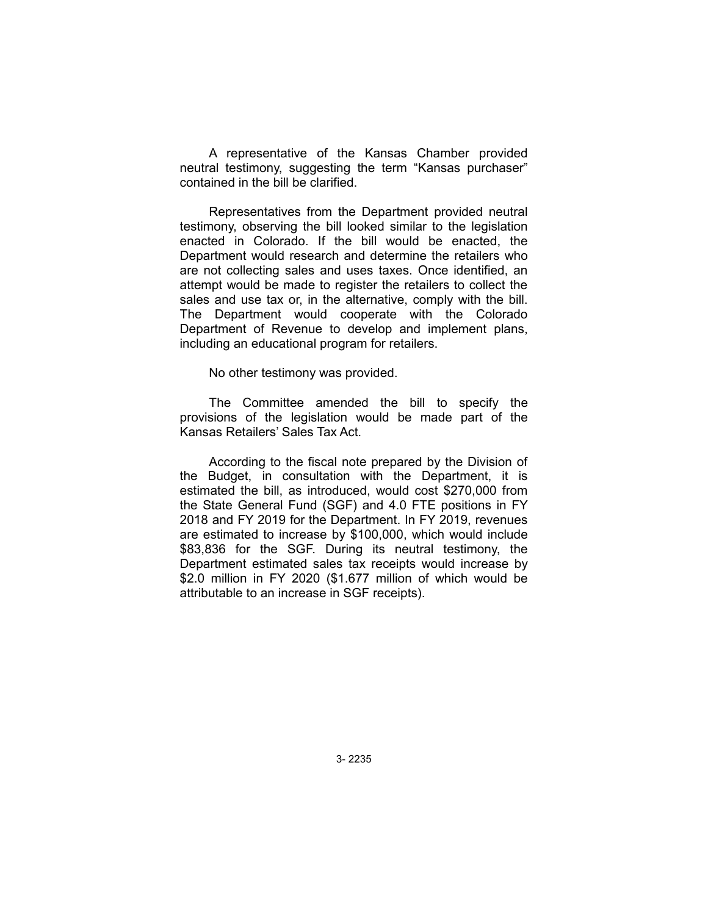A representative of the Kansas Chamber provided neutral testimony, suggesting the term "Kansas purchaser" contained in the bill be clarified.

Representatives from the Department provided neutral testimony, observing the bill looked similar to the legislation enacted in Colorado. If the bill would be enacted, the Department would research and determine the retailers who are not collecting sales and uses taxes. Once identified, an attempt would be made to register the retailers to collect the sales and use tax or, in the alternative, comply with the bill. The Department would cooperate with the Colorado Department of Revenue to develop and implement plans, including an educational program for retailers.

No other testimony was provided.

The Committee amended the bill to specify the provisions of the legislation would be made part of the Kansas Retailers' Sales Tax Act.

According to the fiscal note prepared by the Division of the Budget, in consultation with the Department, it is estimated the bill, as introduced, would cost $270,000 from the State General Fund (SGF) and 4.0 FTE positions in FY 2018 and FY 2019 for the Department. In FY 2019, revenues are estimated to increase by $100,000, which would include $83,836 for the SGF. During its neutral testimony, the Department estimated sales tax receipts would increase by $2.0 million in FY 2020 ($1.677 million of which would be attributable to an increase in SGF receipts).